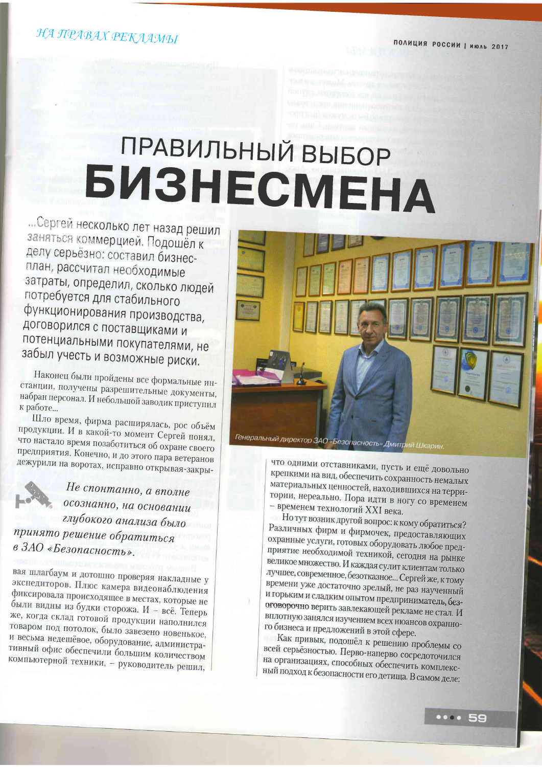НА ПРАВАХ РЕКЛАМЫ

# ПРАВИЛЬНЫЙ ВЫБОР БИЗНЕСМЕНА

...Сергей несколько лет назад решил заняться коммерцией. Подошёл к делу серьёзно: составил бизнес-план, рассчитал необходимые затраты, определил, сколько людей потребуется для стабильного функционирования производства, договорился с поставщиками и потенциальными покупателями, не забыл учесть и возможные риски.

Наконец были пройдены все формальные инстанции, получены разрешительные документы, набран персонал. И небольшой заводик приступил к работе...

Шло время, фирма расширялась, рос объём продукции. И в какой-то момент Сергей понял, что настало время позаботиться об охране своего предприятия. Конечно, и до этого пара ветеранов дежурили на воротах, исправно открывая-закрывая шлагбаум и дотошно проверяя накладные у экспедиторов. Плюс камера видеонаблюдения фиксировала происходящее в местах, которые не были видны из будки сторожа. И – всё. Теперь же, когда склад готовой продукции наполнился товаром под потолок, было завезено новенькое, и весьма недешёвое, оборудование, административный офис обеспечили большим количеством компьютерной техники, – руководитель решил, что одними отставниками, пусть и ещё довольно крепкими на вид, обеспечить сохранность немалых материальных ценностей, находившихся на территории, нереально. Пора идти в ногу со временем – временем технологий XXI века.

> *Не спонтанно, а вполне осознанно, на основании глубокого анализа было принято решение обратиться в ЗАО «Безопасность».*

Генеральный директор ЗАО «Безопасность» Дмитрий Шкарин.

Но тут возник другой вопрос: к кому обратиться? Различных фирм и фирмочек, предоставляющих охранные услуги, готовых оборудовать любое предприятие необходимой техникой, сегодня на рынке великое множество. И каждая сулит клиентам только лучшее, современное, безотказное... Сергей же, к тому времени уже достаточно зрелый, не раз наученный и горьким и сладким опытом предприниматель, безоговорочно верить завлекающей рекламе не стал. И вплотную занялся изучением всех нюансов охранного бизнеса и предложений в этой сфере.

Как привык, подошёл к решению проблемы со всей серьёзностью. Перво-наперво сосредоточился на организациях, способных обеспечить комплексный подход к безопасности его детища. В самом деле: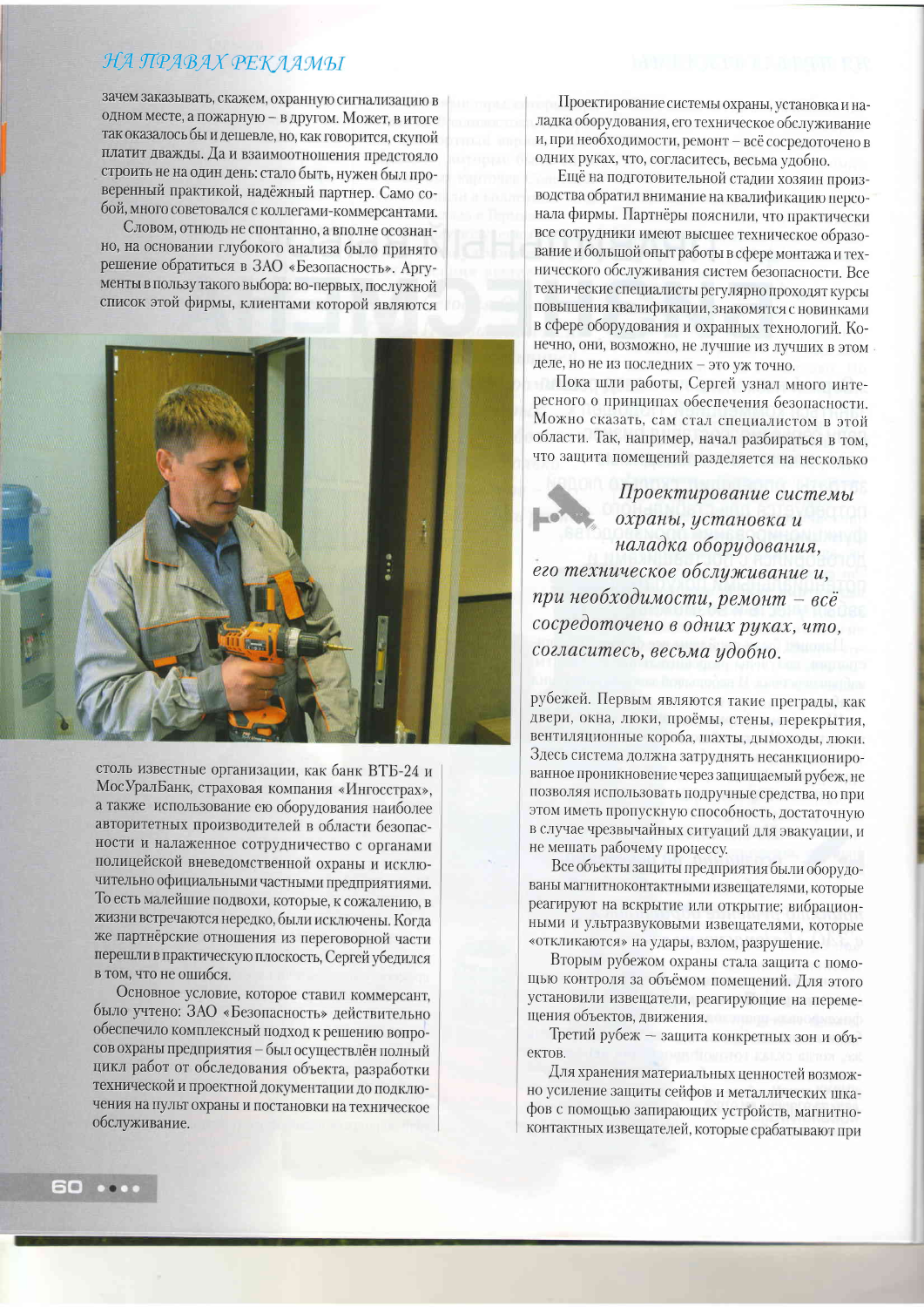зачем заказывать, скажем, охранную сигнализацию в одном месте, а пожарную – в другом. Может, в итоге так оказалось бы и дешевле, но, как говорится, скупой платит дважды. Да и взаимоотношения предстояло строить не на один день: стало быть, нужен был проверенный практикой, надёжный партнер. Само собой, много советовался с коллегами-коммерсантами.

Словом, отнюдь не спонтанно, а вполне осознанно, на основании глубокого анализа было принято решение обратиться в ЗАО «Безопасность». Аргументы в пользу такого выбора: во-первых, послужной список этой фирмы, клиентами которой являются столь известные организации, как банк ВТБ-24 и МосУралБанк, страховая компания «Ингосстрах», а также использование ею оборудования наиболее авторитетных производителей в области безопасности и налаженное сотрудничество с органами полицейской вневедомственной охраны и исключительно официальными частными предприятиями. То есть малейшие подвохи, которые, к сожалению, в жизни встречаются нередко, были исключены. Когда же партнёрские отношения из переговорной части перешли в практическую плоскость, Сергей убедился в том, что не ошибся.

Основное условие, которое ставил коммерсант, было учтено: ЗАО «Безопасность» действительно обеспечило комплексный подход к решению вопросов охраны предприятия – был осуществлён полный цикл работ от обследования объекта, разработки технической и проектной документации до подключения на пульт охраны и постановки на техническое обслуживание.

Проектирование системы охраны, установка и наладка оборудования, его техническое обслуживание и, при необходимости, ремонт – всё сосредоточено в одних руках, что, согласитесь, весьма удобно.

Ещё на подготовительной стадии хозяин производства обратил внимание на квалификацию персонала фирмы. Партнёры пояснили, что практически все сотрудники имеют высшее техническое образование и большой опыт работы в сфере монтажа и технического обслуживания систем безопасности. Все технические специалисты регулярно проходят курсы повышения квалификации, знакомятся с новинками в сфере оборудования и охранных технологий. Конечно, они, возможно, не лучшие из лучших в этом деле, но не из последних – это уж точно.

Пока шли работы, Сергей узнал много интересного о принципах обеспечения безопасности. Можно сказать, сам стал специалистом в этой области. Так, например, начал разбираться в том, что защита помещений разделяется на несколько рубежей. Первым являются такие преграды, как двери, окна, люки, проёмы, стены, перекрытия, вентиляционные короба, шахты, дымоходы, люки. Здесь система должна затруднять несанкционированное проникновение через защищаемый рубеж, не позволяя использовать подручные средства, но при этом иметь пропускную способность, достаточную в случае чрезвычайных ситуаций для эвакуации, и не мешать рабочему процессу.

> *Проектирование системы охраны, установка и наладка оборудования, его техническое обслуживание и, при необходимости, ремонт – всё сосредоточено в одних руках, что, согласитесь, весьма удобно.*

Все объекты защиты предприятия были оборудованы магнитноконтактными извещателями, которые реагируют на вскрытие или открытие; вибрационными и ультразвуковыми извещателями, которые «откликаются» на удары, взлом, разрушение.

Вторым рубежом охраны стала защита с помощью контроля за объёмом помещений. Для этого установили извещатели, реагирующие на перемещения объектов, движения.

Третий рубеж – защита конкретных зон и объектов.

Для хранения материальных ценностей возможно усиление защиты сейфов и металлических шкафов с помощью запирающих устройств, магнитно-контактных извещателей, которые срабатывают при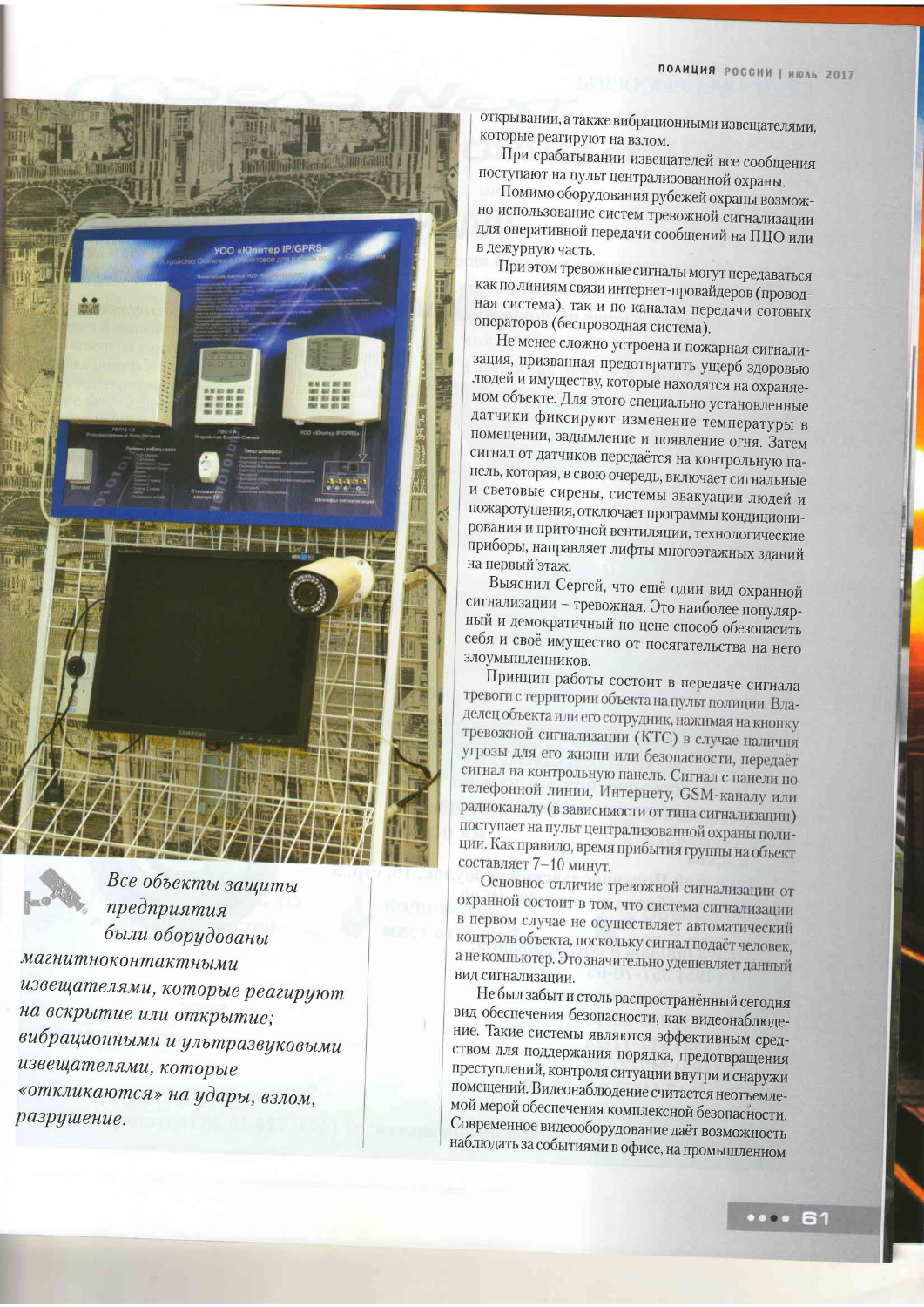открывании, а также вибрационными извещателями, которые реагируют на взлом.

При срабатывании извещателей все сообщения поступают на пульт централизованной охраны.

Помимо оборудования рубежей охраны возможно использование систем тревожной сигнализации для оперативной передачи сообщений на ПЦО или в дежурную часть.

При этом тревожные сигналы могут передаваться как по линиям связи интернет-провайдеров (проводная система), так и по каналам передачи сотовых операторов (беспроводная система).

Не менее сложно устроена и пожарная сигнализация, призванная предотвратить ущерб здоровью людей и имуществу, которые находятся на охраняемом объекте. Для этого специально установленные датчики фиксируют изменение температуры в помещении, задымление и появление огня. Затем сигнал от датчиков передаётся на контрольную панель, которая, в свою очередь, включает сигнальные и световые сирены, системы эвакуации людей и пожаротушения, отключает программы кондиционирования и приточной вентиляции, технологические приборы, направляет лифты многоэтажных зданий на первый этаж.

Выяснил Сергей, что ещё один вид охранной сигнализации – тревожная. Это наиболее популярный и демократичный по цене способ обезопасить себя и своё имущество от посягательства на него злоумышленников.

Принцип работы состоит в передаче сигнала тревоги с территории объекта на пульт полиции. Владелец объекта или его сотрудник, нажимая на кнопку тревожной сигнализации (КТС) в случае наличия угрозы для его жизни или безопасности, передаёт сигнал на контрольную панель. Сигнал с панели по телефонной линии, Интернету, GSM-каналу или радиоканалу (в зависимости от типа сигнализации) поступает на пульт централизованной охраны полиции. Как правило, время прибытия группы на объект составляет 7–10 минут.

Основное отличие тревожной сигнализации от охранной состоит в том, что система сигнализации в первом случае не осуществляет автоматический контроль объекта, поскольку сигнал подаёт человек, а не компьютер. Это значительно удешевляет данный вид сигнализации.

Не был забыт и столь распространённый сегодня вид обеспечения безопасности, как видеонаблюдение. Такие системы являются эффективным средством для поддержания порядка, предотвращения преступлений, контроля ситуации внутри и снаружи помещений. Видеонаблюдение считается неотъемлемой мерой обеспечения комплексной безопасности. Современное видеооборудование даёт возможность наблюдать за событиями в офисе, на промышленном

*Все объекты защиты предприятия были оборудованы магнитноконтактными извещателями, которые реагируют на вскрытие или открытие; вибрационными и ультразвуковыми извещателями, которые «откликаются» на удары, взлом, разрушение.*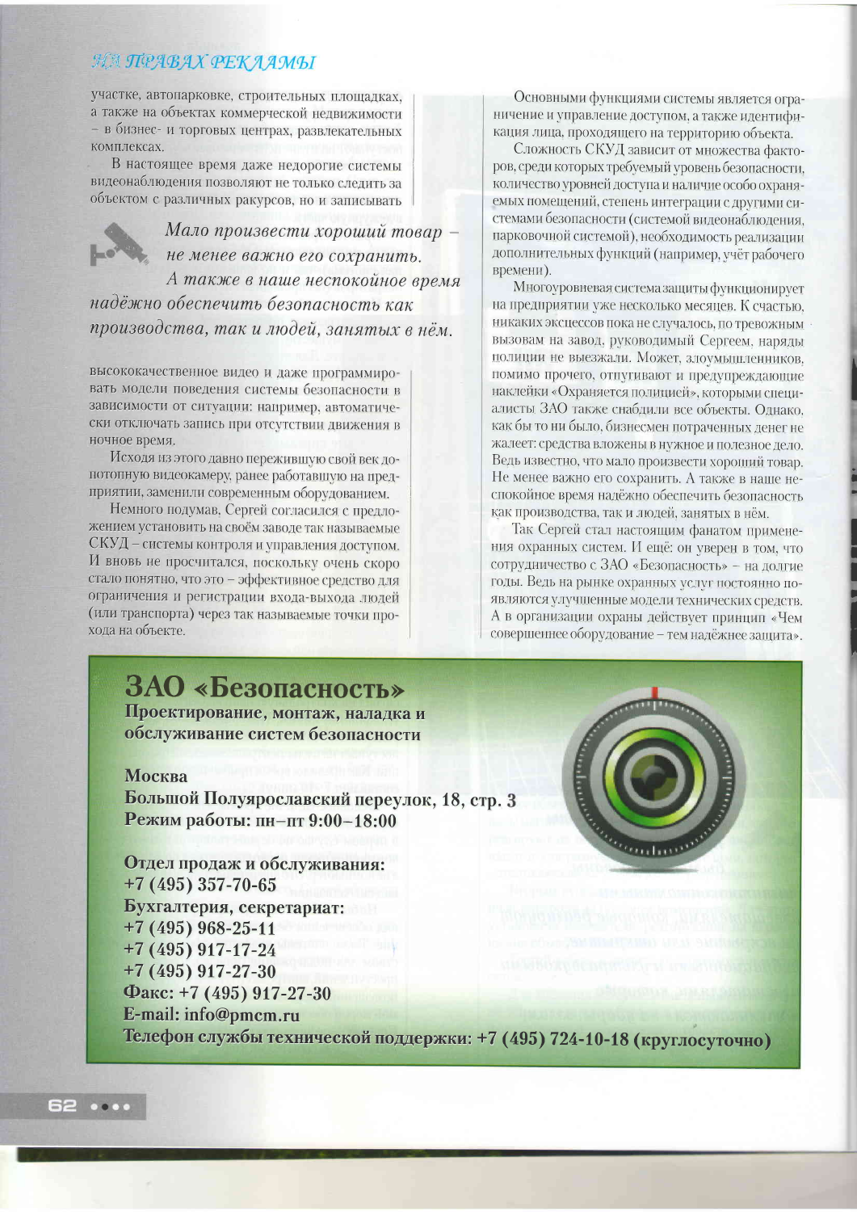участке, автопарковке, строительных площадках, а также на объектах коммерческой недвижимости – в бизнес- и торговых центрах, развлекательных комплексах.

В настоящее время даже недорогие системы видеонаблюдения позволяют не только следить за объектом с различных ракурсов, но и записывать высококачественное видео и даже программировать модели поведения системы безопасности в зависимости от ситуации: например, автоматически отключать запись при отсутствии движения в ночное время.

*Мало произвести хороший товар – не менее важно его сохранить. А также в наше неспокойное время надёжно обеспечить безопасность как производства, так и людей, занятых в нём.*

Исходя из этого давно пережившую свой век допотопную видеокамеру, ранее работавшую на предприятии, заменили современным оборудованием.

Немного подумав, Сергей согласился с предложением установить на своём заводе так называемые СКУД – системы контроля и управления доступом. И вновь не просчитался, поскольку очень скоро стало понятно, что это – эффективное средство для ограничения и регистрации входа-выхода людей (или транспорта) через так называемые точки прохода на объекте.

Основными функциями системы является ограничение и управление доступом, а также идентификация лица, проходящего на территорию объекта.

Сложность СКУД зависит от множества факторов, среди которых требуемый уровень безопасности, количество уровней доступа и наличие особо охраняемых помещений, степень интеграции с другими системами безопасности (системой видеонаблюдения, парковочной системой), необходимость реализации дополнительных функций (например, учёт рабочего времени).

Многоуровневая система защиты функционирует на предприятии уже несколько месяцев. К счастью, никаких эксцессов пока не случалось, по тревожным вызовам на завод, руководимый Сергеем, наряды полиции не выезжали. Может, злоумышленников, помимо прочего, отпугивают и предупреждающие наклейки «Охраняется полицией», которыми специалисты ЗАО также снабдили все объекты. Однако, как бы то ни было, бизнесмен потраченных денег не жалеет: средства вложены в нужное и полезное дело. Ведь известно, что мало произвести хороший товар. Не менее важно его сохранить. А также в наше неспокойное время надёжно обеспечить безопасность как производства, так и людей, занятых в нём.

Так Сергей стал настоящим фанатом применения охранных систем. И ещё: он уверен в том, что сотрудничество с ЗАО «Безопасность» – на долгие годы. Ведь на рынке охранных услуг постоянно появляются улучшенные модели технических средств. А в организации охраны действует принцип «Чем совершеннее оборудование – тем надёжнее защита».

## ЗАО «Безопасность»

**Проектирование, монтаж, наладка и обслуживание систем безопасности**

**Москва**
**Большой Полуярославский переулок, 18, стр. 3**
**Режим работы: пн–пт 9:00–18:00**

**Отдел продаж и обслуживания:**
**+7 (495) 357-70-65**
**Бухгалтерия, секретариат:**
**+7 (495) 968-25-11**
**+7 (495) 917-17-24**
**+7 (495) 917-27-30**
**Факс: +7 (495) 917-27-30**
**E-mail: info@pmcm.ru**
**Телефон службы технической поддержки: +7 (495) 724-10-18 (круглосуточно)**